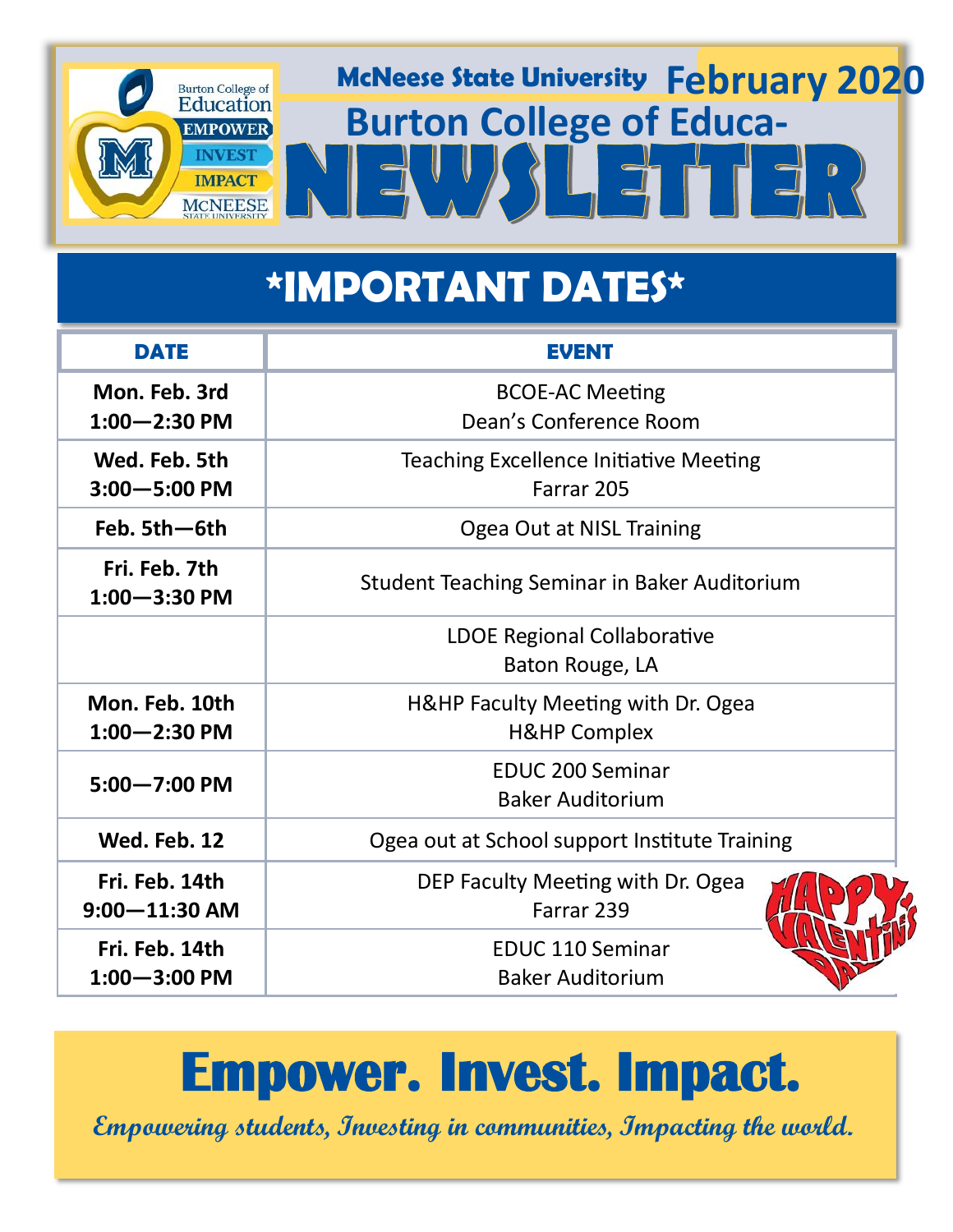McNeese State University **February 2020**

# Burton College of Educa-
# NEWSLETTER

## *IMPORTANT DATES*

| DATE | EVENT |
|---|---|
| **Mon. Feb. 3rd 1:00—2:30 PM** | BCOE-AC Meeting<br>Dean's Conference Room |
| **Wed. Feb. 5th 3:00—5:00 PM** | Teaching Excellence Initiative Meeting<br>Farrar 205 |
| **Feb. 5th—6th** | Ogea Out at NISL Training |
| **Fri. Feb. 7th 1:00—3:30 PM** | Student Teaching Seminar in Baker Auditorium |
| | LDOE Regional Collaborative<br>Baton Rouge, LA |
| **Mon. Feb. 10th 1:00—2:30 PM** | H&HP Faculty Meeting with Dr. Ogea<br>H&HP Complex |
| **5:00—7:00 PM** | EDUC 200 Seminar<br>Baker Auditorium |
| **Wed. Feb. 12** | Ogea out at School support Institute Training |
| **Fri. Feb. 14th 9:00—11:30 AM** | DEP Faculty Meeting with Dr. Ogea<br>Farrar 239 |
| **Fri. Feb. 14th 1:00—3:00 PM** | EDUC 110 Seminar<br>Baker Auditorium |

# Empower. Invest. Impact.

*Empowering students, Investing in communities, Impacting the world.*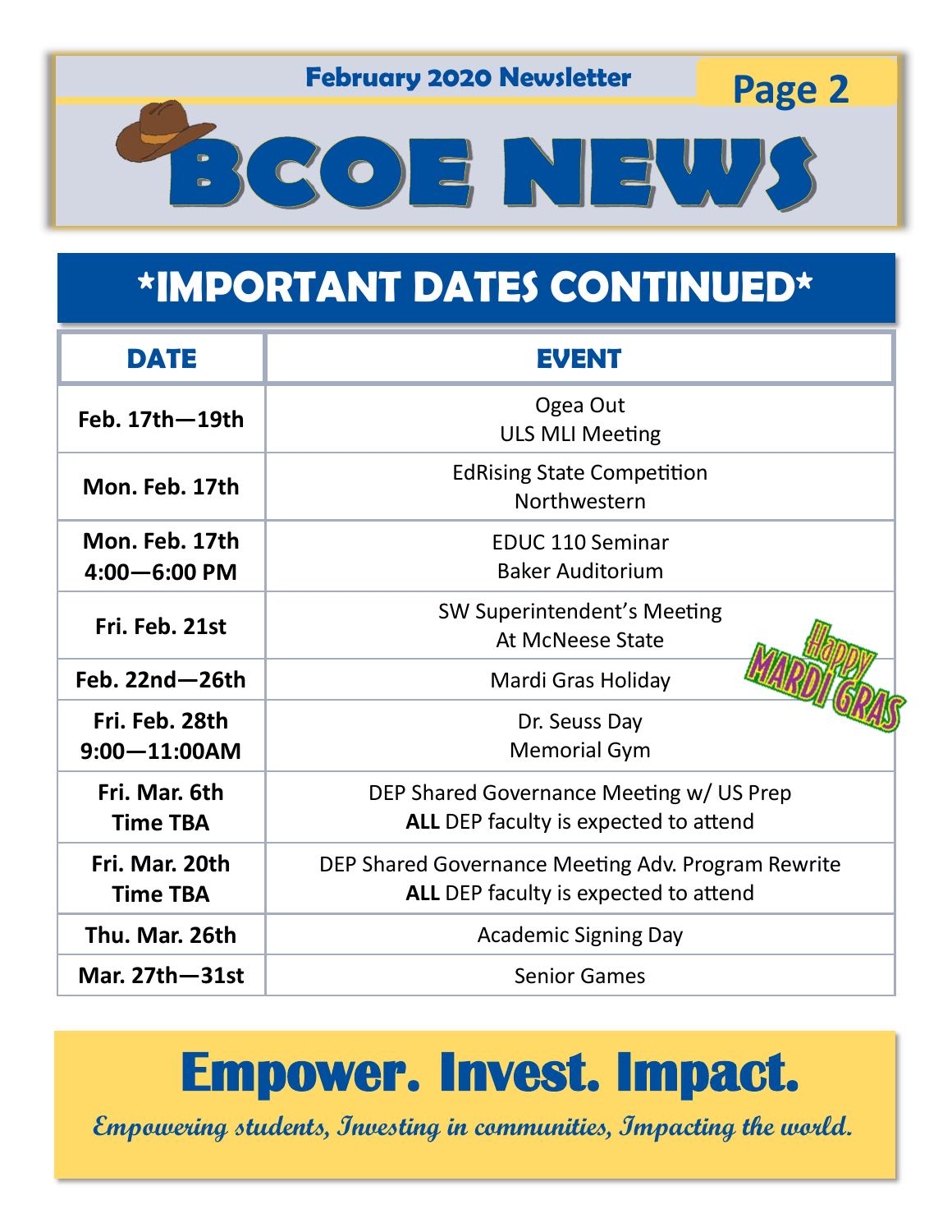# BCOE NEWS

February 2020 Newsletter

## *IMPORTANT DATES CONTINUED*

| DATE | EVENT |
|---|---|
| Feb. 17th—19th | Ogea Out<br>ULS MLI Meeting |
| Mon. Feb. 17th | EdRising State Competition<br>Northwestern |
| Mon. Feb. 17th<br>4:00—6:00 PM | EDUC 110 Seminar<br>Baker Auditorium |
| Fri. Feb. 21st | SW Superintendent's Meeting<br>At McNeese State |
| Feb. 22nd—26th | Mardi Gras Holiday |
| Fri. Feb. 28th<br>9:00—11:00AM | Dr. Seuss Day<br>Memorial Gym |
| Fri. Mar. 6th<br>Time TBA | DEP Shared Governance Meeting w/ US Prep<br>**ALL** DEP faculty is expected to attend |
| Fri. Mar. 20th<br>Time TBA | DEP Shared Governance Meeting Adv. Program Rewrite<br>**ALL** DEP faculty is expected to attend |
| Thu. Mar. 26th | Academic Signing Day |
| Mar. 27th—31st | Senior Games |

Happy MARDI GRAS

# Empower. Invest. Impact.

*Empowering students, Investing in communities, Impacting the world.*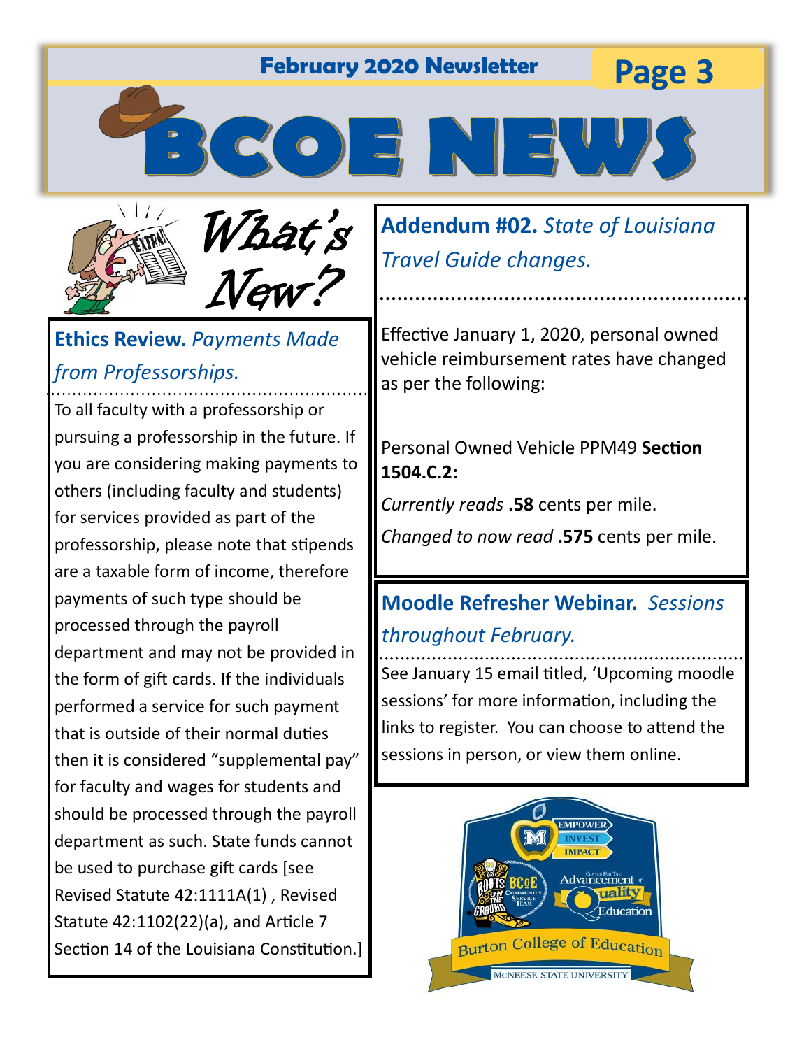# BCOE NEWS

## What's New?

### **Ethics Review.** *Payments Made from Professorships.*

To all faculty with a professorship or pursuing a professorship in the future. If you are considering making payments to others (including faculty and students) for services provided as part of the professorship, please note that stipends are a taxable form of income, therefore payments of such type should be processed through the payroll department and may not be provided in the form of gift cards. If the individuals performed a service for such payment that is outside of their normal duties then it is considered "supplemental pay" for faculty and wages for students and should be processed through the payroll department as such. State funds cannot be used to purchase gift cards [see Revised Statute 42:1111A(1) , Revised Statute 42:1102(22)(a), and Article 7 Section 14 of the Louisiana Constitution.]

### **Addendum #02.** *State of Louisiana Travel Guide changes.*

Effective January 1, 2020, personal owned vehicle reimbursement rates have changed as per the following:

Personal Owned Vehicle PPM49 **Section 1504.C.2:**

*Currently reads* **.58** cents per mile.

*Changed to now read* **.575** cents per mile.

### **Moodle Refresher Webinar.** *Sessions throughout February.*

See January 15 email titled, 'Upcoming moodle sessions' for more information, including the links to register. You can choose to attend the sessions in person, or view them online.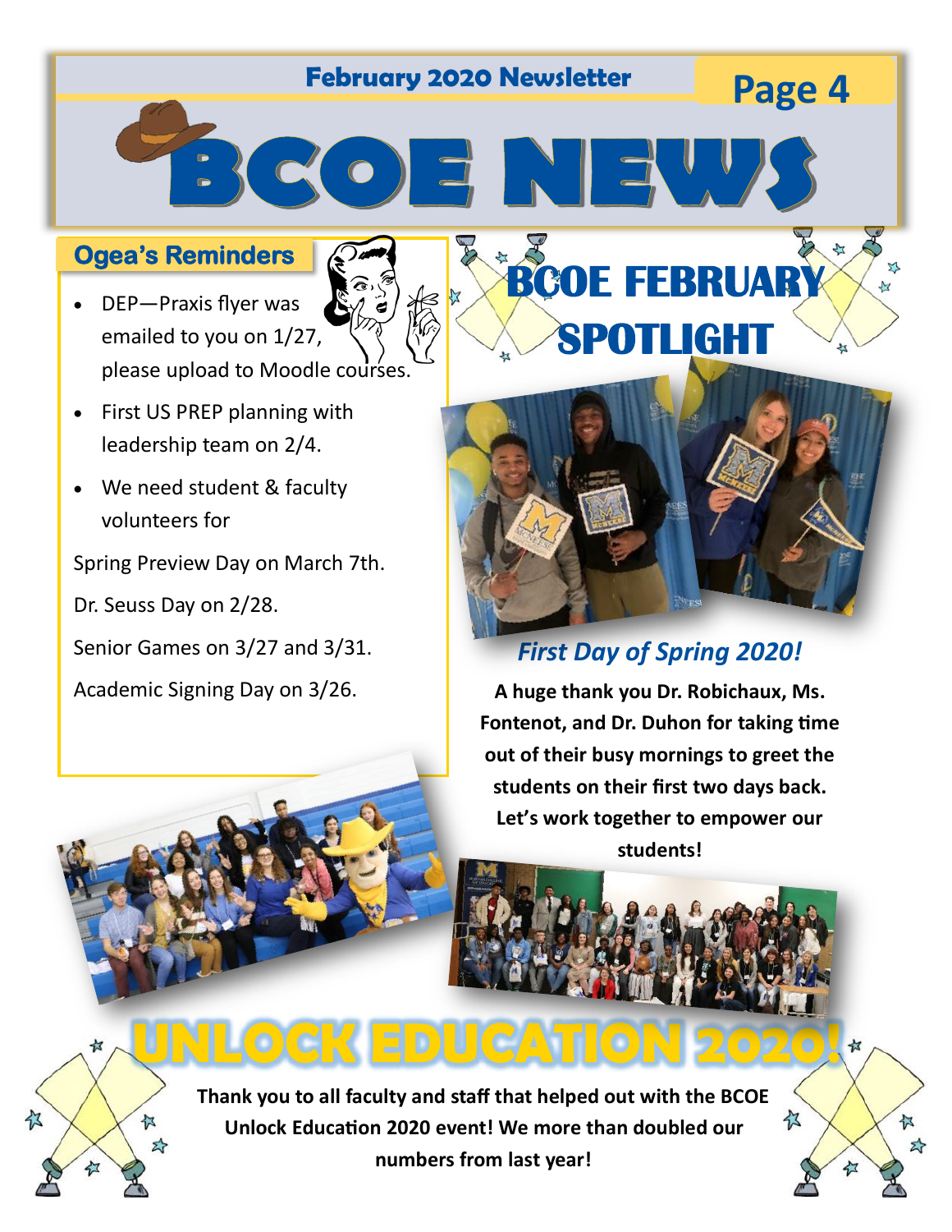February 2020 Newsletter

# BCOE NEWS

## Ogea's Reminders

- DEP—Praxis flyer was emailed to you on 1/27, please upload to Moodle courses.
- First US PREP planning with leadership team on 2/4.
- We need student & faculty volunteers for

Spring Preview Day on March 7th.

Dr. Seuss Day on 2/28.

Senior Games on 3/27 and 3/31.

Academic Signing Day on 3/26.

## BCOE FEBRUARY SPOTLIGHT

### *First Day of Spring 2020!*

**A huge thank you Dr. Robichaux, Ms. Fontenot, and Dr. Duhon for taking time out of their busy mornings to greet the students on their first two days back. Let's work together to empower our students!**

## UNLOCK EDUCATION 2020!

**Thank you to all faculty and staff that helped out with the BCOE Unlock Education 2020 event! We more than doubled our numbers from last year!**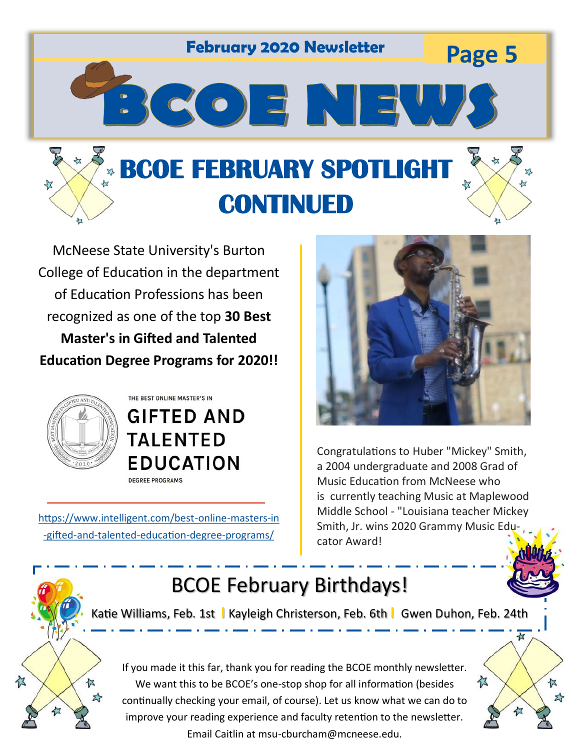# BCOE NEWS

## BCOE FEBRUARY SPOTLIGHT CONTINUED

McNeese State University's Burton College of Education in the department of Education Professions has been recognized as one of the top **30 Best Master's in Gifted and Talented Education Degree Programs for 2020!!**

THE BEST ONLINE MASTER'S IN

GIFTED AND TALENTED EDUCATION

DEGREE PROGRAMS

https://www.intelligent.com/best-online-masters-in-gifted-and-talented-education-degree-programs/

Congratulations to Huber "Mickey" Smith, a 2004 undergraduate and 2008 Grad of Music Education from McNeese who is currently teaching Music at Maplewood Middle School - "Louisiana teacher Mickey Smith, Jr. wins 2020 Grammy Music Educator Award!

## BCOE February Birthdays!

Katie Williams, Feb. 1st | Kayleigh Christerson, Feb. 6th | Gwen Duhon, Feb. 24th

If you made it this far, thank you for reading the BCOE monthly newsletter. We want this to be BCOE's one-stop shop for all information (besides continually checking your email, of course). Let us know what we can do to improve your reading experience and faculty retention to the newsletter. Email Caitlin at msu-cburcham@mcneese.edu.